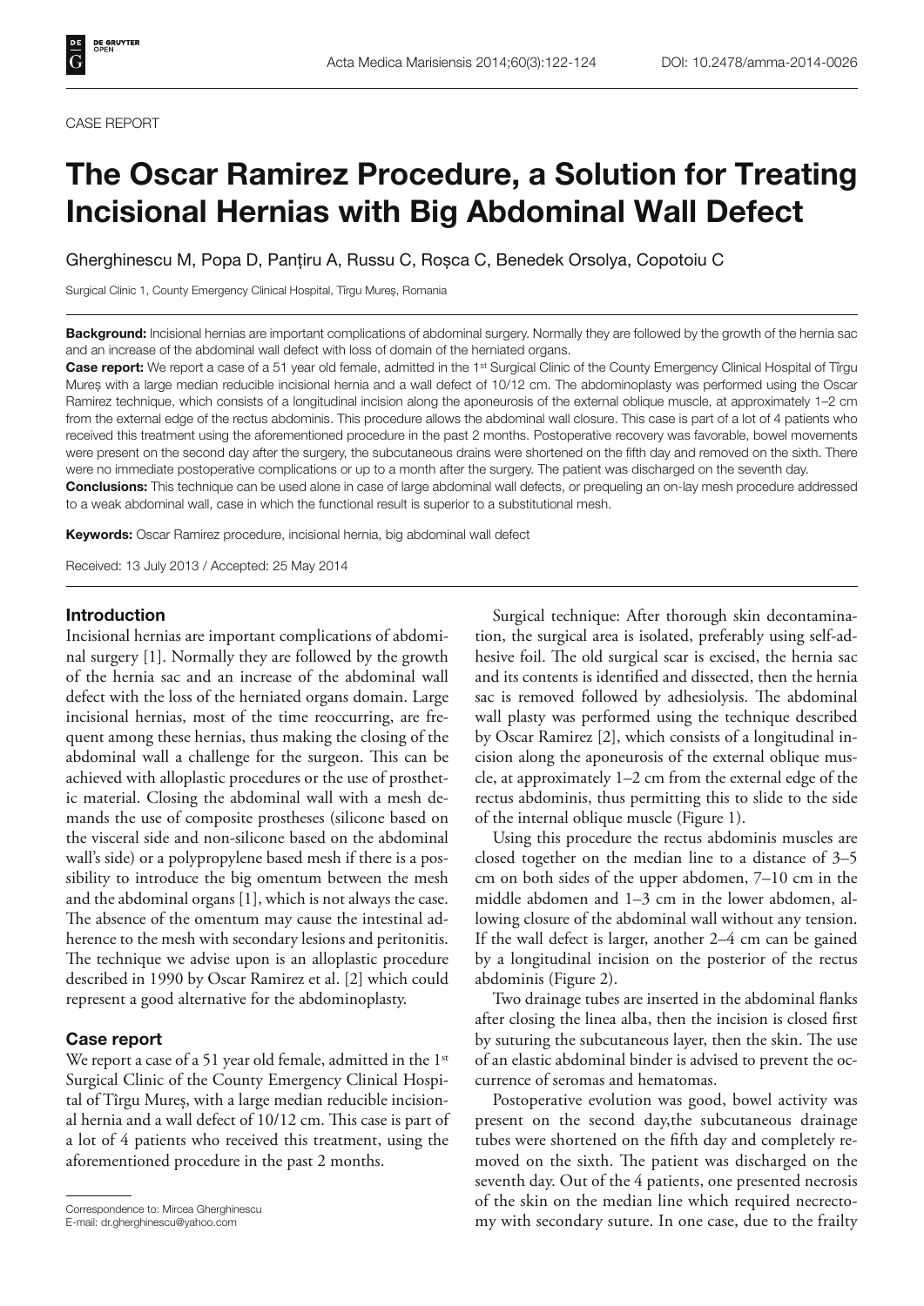CASE REPORT

# The Oscar Ramirez Procedure, a Solution for Treating Incisional Hernias with Big Abdominal Wall Defect

Gherghinescu M, Popa D, Panțiru A, Russu C, Roșca C, Benedek Orsolya, Copotoiu C

Surgical Clinic 1, County Emergency Clinical Hospital, Tîrgu Mureș, Romania

**Background:** Incisional hernias are important complications of abdominal surgery. Normally they are followed by the growth of the hernia sac and an increase of the abdominal wall defect with loss of domain of the herniated organs.

**Case report:** We report a case of a 51 year old female, admitted in the 1st Surgical Clinic of the County Emergency Clinical Hospital of Tîrgu Mureș with a large median reducible incisional hernia and a wall defect of 10/12 cm. The abdominoplasty was performed using the Oscar Ramirez technique, which consists of a longitudinal incision along the aponeurosis of the external oblique muscle, at approximately 1–2 cm from the external edge of the rectus abdominis. This procedure allows the abdominal wall closure. This case is part of a lot of 4 patients who received this treatment using the aforementioned procedure in the past 2 months. Postoperative recovery was favorable, bowel movements were present on the second day after the surgery, the subcutaneous drains were shortened on the fifth day and removed on the sixth. There were no immediate postoperative complications or up to a month after the surgery. The patient was discharged on the seventh day.

**Conclusions:** This technique can be used alone in case of large abdominal wall defects, or prequeling an on-lay mesh procedure addressed to a weak abdominal wall, case in which the functional result is superior to a substitutional mesh.

**Keywords:** Oscar Ramirez procedure, incisional hernia, big abdominal wall defect

Received: 13 July 2013 / Accepted: 25 May 2014

## Introduction

Incisional hernias are important complications of abdominal surgery [1]. Normally they are followed by the growth of the hernia sac and an increase of the abdominal wall defect with the loss of the herniated organs domain. Large incisional hernias, most of the time reoccurring, are frequent among these hernias, thus making the closing of the abdominal wall a challenge for the surgeon. This can be achieved with alloplastic procedures or the use of prosthetic material. Closing the abdominal wall with a mesh demands the use of composite prostheses (silicone based on the visceral side and non-silicone based on the abdominal wall's side) or a polypropylene based mesh if there is a possibility to introduce the big omentum between the mesh and the abdominal organs [1], which is not always the case. The absence of the omentum may cause the intestinal adherence to the mesh with secondary lesions and peritonitis. The technique we advise upon is an alloplastic procedure described in 1990 by Oscar Ramirez et al. [2] which could represent a good alternative for the abdominoplasty.

## Case report

We report a case of a 51 year old female, admitted in the 1st Surgical Clinic of the County Emergency Clinical Hospital of Tîrgu Mureș, with a large median reducible incisional hernia and a wall defect of 10/12 cm. This case is part of a lot of 4 patients who received this treatment, using the aforementioned procedure in the past 2 months.

Surgical technique: After thorough skin decontamination, the surgical area is isolated, preferably using self-adhesive foil. The old surgical scar is excised, the hernia sac and its contents is identified and dissected, then the hernia sac is removed followed by adhesiolysis. The abdominal wall plasty was performed using the technique described by Oscar Ramirez [2], which consists of a longitudinal incision along the aponeurosis of the external oblique muscle, at approximately 1–2 cm from the external edge of the rectus abdominis, thus permitting this to slide to the side of the internal oblique muscle (Figure 1).

Using this procedure the rectus abdominis muscles are closed together on the median line to a distance of 3–5 cm on both sides of the upper abdomen, 7–10 cm in the middle abdomen and 1–3 cm in the lower abdomen, allowing closure of the abdominal wall without any tension. If the wall defect is larger, another 2–4 cm can be gained by a longitudinal incision on the posterior of the rectus abdominis (Figure 2).

Two drainage tubes are inserted in the abdominal flanks after closing the linea alba, then the incision is closed first by suturing the subcutaneous layer, then the skin. The use of an elastic abdominal binder is advised to prevent the occurrence of seromas and hematomas.

Postoperative evolution was good, bowel activity was present on the second day,the subcutaneous drainage tubes were shortened on the fifth day and completely removed on the sixth. The patient was discharged on the seventh day. Out of the 4 patients, one presented necrosis of the skin on the median line which required necrectomy with secondary suture. In one case, due to the frailty

Correspondence to: Mircea Gherghinescu
E-mail: dr.gherghinescu@yahoo.com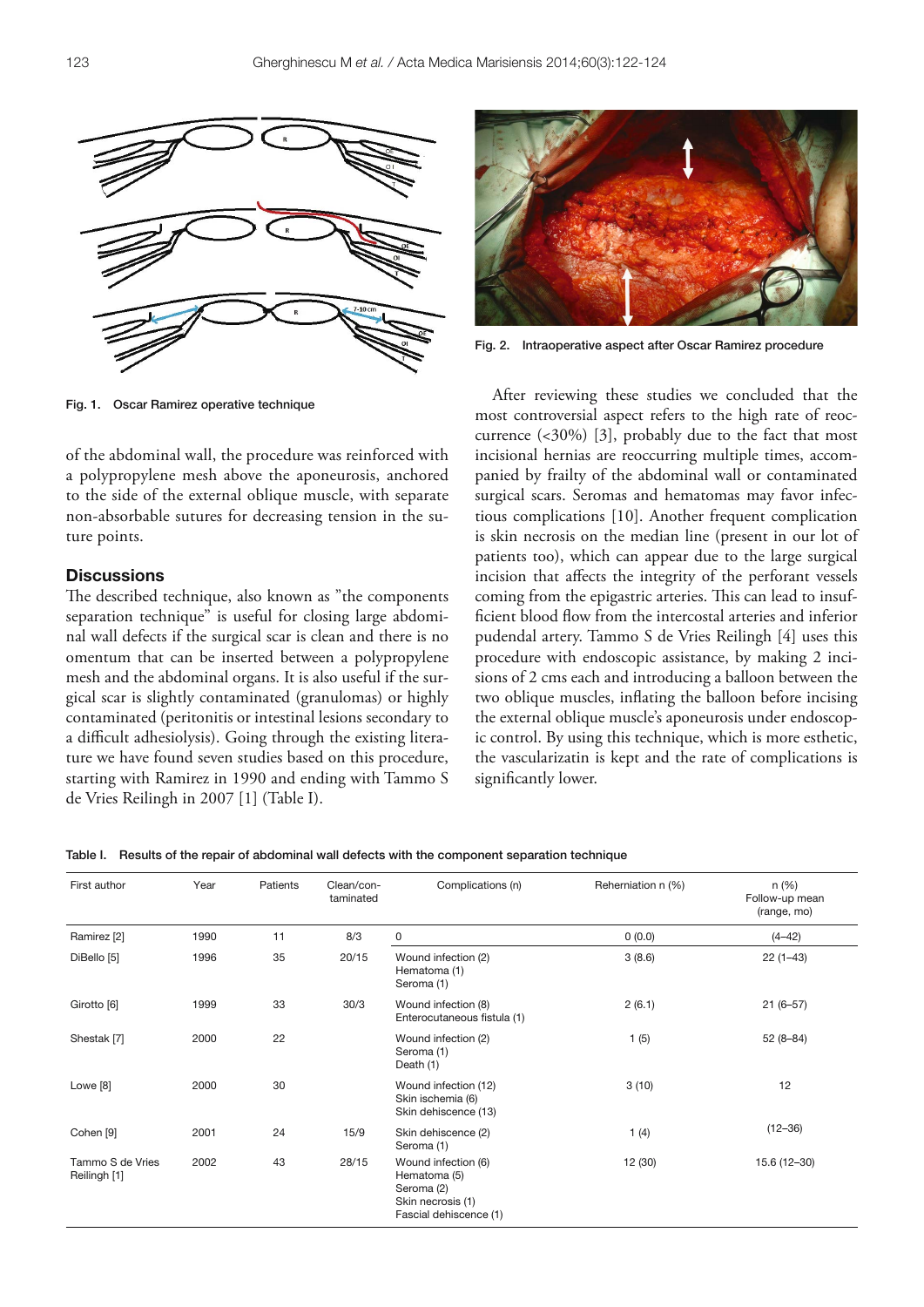Fig. 1. Oscar Ramirez operative technique

Fig. 2. Intraoperative aspect after Oscar Ramirez procedure

of the abdominal wall, the procedure was reinforced with a polypropylene mesh above the aponeurosis, anchored to the side of the external oblique muscle, with separate non-absorbable sutures for decreasing tension in the suture points.

## Discussions

The described technique, also known as "the components separation technique" is useful for closing large abdominal wall defects if the surgical scar is clean and there is no omentum that can be inserted between a polypropylene mesh and the abdominal organs. It is also useful if the surgical scar is slightly contaminated (granulomas) or highly contaminated (peritonitis or intestinal lesions secondary to a difficult adhesiolysis). Going through the existing literature we have found seven studies based on this procedure, starting with Ramirez in 1990 and ending with Tammo S de Vries Reilingh in 2007 [1] (Table I).

After reviewing these studies we concluded that the most controversial aspect refers to the high rate of reoccurrence (<30%) [3], probably due to the fact that most incisional hernias are reoccurring multiple times, accompanied by frailty of the abdominal wall or contaminated surgical scars. Seromas and hematomas may favor infectious complications [10]. Another frequent complication is skin necrosis on the median line (present in our lot of patients too), which can appear due to the large surgical incision that affects the integrity of the perforant vessels coming from the epigastric arteries. This can lead to insufficient blood flow from the intercostal arteries and inferior pudendal artery. Tammo S de Vries Reilingh [4] uses this procedure with endoscopic assistance, by making 2 incisions of 2 cms each and introducing a balloon between the two oblique muscles, inflating the balloon before incising the external oblique muscle's aponeurosis under endoscopic control. By using this technique, which is more esthetic, the vascularizatin is kept and the rate of complications is significantly lower.

Table I. Results of the repair of abdominal wall defects with the component separation technique

| First author | Year | Patients | Clean/contaminated | Complications (n) | Reherniation n (%) | n (%) Follow-up mean (range, mo) |
|---|---|---|---|---|---|---|
| Ramirez [2] | 1990 | 11 | 8/3 | 0 | 0 (0.0) | (4–42) |
| DiBello [5] | 1996 | 35 | 20/15 | Wound infection (2)<br>Hematoma (1)<br>Seroma (1) | 3 (8.6) | 22 (1–43) |
| Girotto [6] | 1999 | 33 | 30/3 | Wound infection (8)<br>Enterocutaneous fistula (1) | 2 (6.1) | 21 (6–57) |
| Shestak [7] | 2000 | 22 | | Wound infection (2)<br>Seroma (1)<br>Death (1) | 1 (5) | 52 (8–84) |
| Lowe [8] | 2000 | 30 | | Wound infection (12)<br>Skin ischemia (6)<br>Skin dehiscence (13) | 3 (10) | 12 |
| Cohen [9] | 2001 | 24 | 15/9 | Skin dehiscence (2)<br>Seroma (1) | 1 (4) | (12–36) |
| Tammo S de Vries Reilingh [1] | 2002 | 43 | 28/15 | Wound infection (6)<br>Hematoma (5)<br>Seroma (2)<br>Skin necrosis (1)<br>Fascial dehiscence (1) | 12 (30) | 15.6 (12–30) |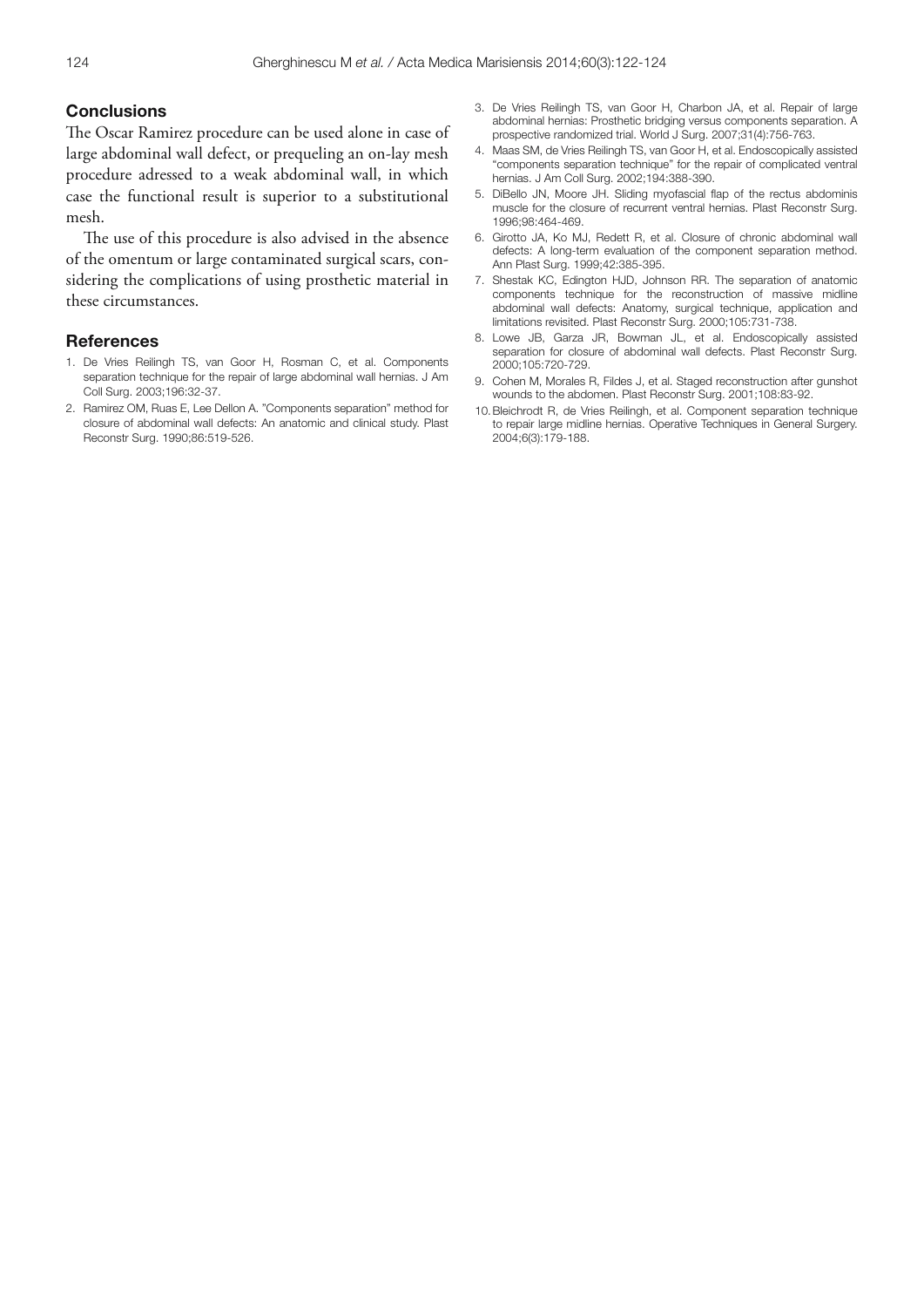## Conclusions

The Oscar Ramirez procedure can be used alone in case of large abdominal wall defect, or prequeling an on-lay mesh procedure adressed to a weak abdominal wall, in which case the functional result is superior to a substitutional mesh.

The use of this procedure is also advised in the absence of the omentum or large contaminated surgical scars, considering the complications of using prosthetic material in these circumstances.

## References

1. De Vries Reilingh TS, van Goor H, Rosman C, et al. Components separation technique for the repair of large abdominal wall hernias. J Am Coll Surg. 2003;196:32-37.
2. Ramirez OM, Ruas E, Lee Dellon A. "Components separation" method for closure of abdominal wall defects: An anatomic and clinical study. Plast Reconstr Surg. 1990;86:519-526.
3. De Vries Reilingh TS, van Goor H, Charbon JA, et al. Repair of large abdominal hernias: Prosthetic bridging versus components separation. A prospective randomized trial. World J Surg. 2007;31(4):756-763.
4. Maas SM, de Vries Reilingh TS, van Goor H, et al. Endoscopically assisted "components separation technique" for the repair of complicated ventral hernias. J Am Coll Surg. 2002;194:388-390.
5. DiBello JN, Moore JH. Sliding myofascial flap of the rectus abdominis muscle for the closure of recurrent ventral hernias. Plast Reconstr Surg. 1996;98:464-469.
6. Girotto JA, Ko MJ, Redett R, et al. Closure of chronic abdominal wall defects: A long-term evaluation of the component separation method. Ann Plast Surg. 1999;42:385-395.
7. Shestak KC, Edington HJD, Johnson RR. The separation of anatomic components technique for the reconstruction of massive midline abdominal wall defects: Anatomy, surgical technique, application and limitations revisited. Plast Reconstr Surg. 2000;105:731-738.
8. Lowe JB, Garza JR, Bowman JL, et al. Endoscopically assisted separation for closure of abdominal wall defects. Plast Reconstr Surg. 2000;105:720-729.
9. Cohen M, Morales R, Fildes J, et al. Staged reconstruction after gunshot wounds to the abdomen. Plast Reconstr Surg. 2001;108:83-92.
10. Bleichrodt R, de Vries Reilingh, et al. Component separation technique to repair large midline hernias. Operative Techniques in General Surgery. 2004;6(3):179-188.